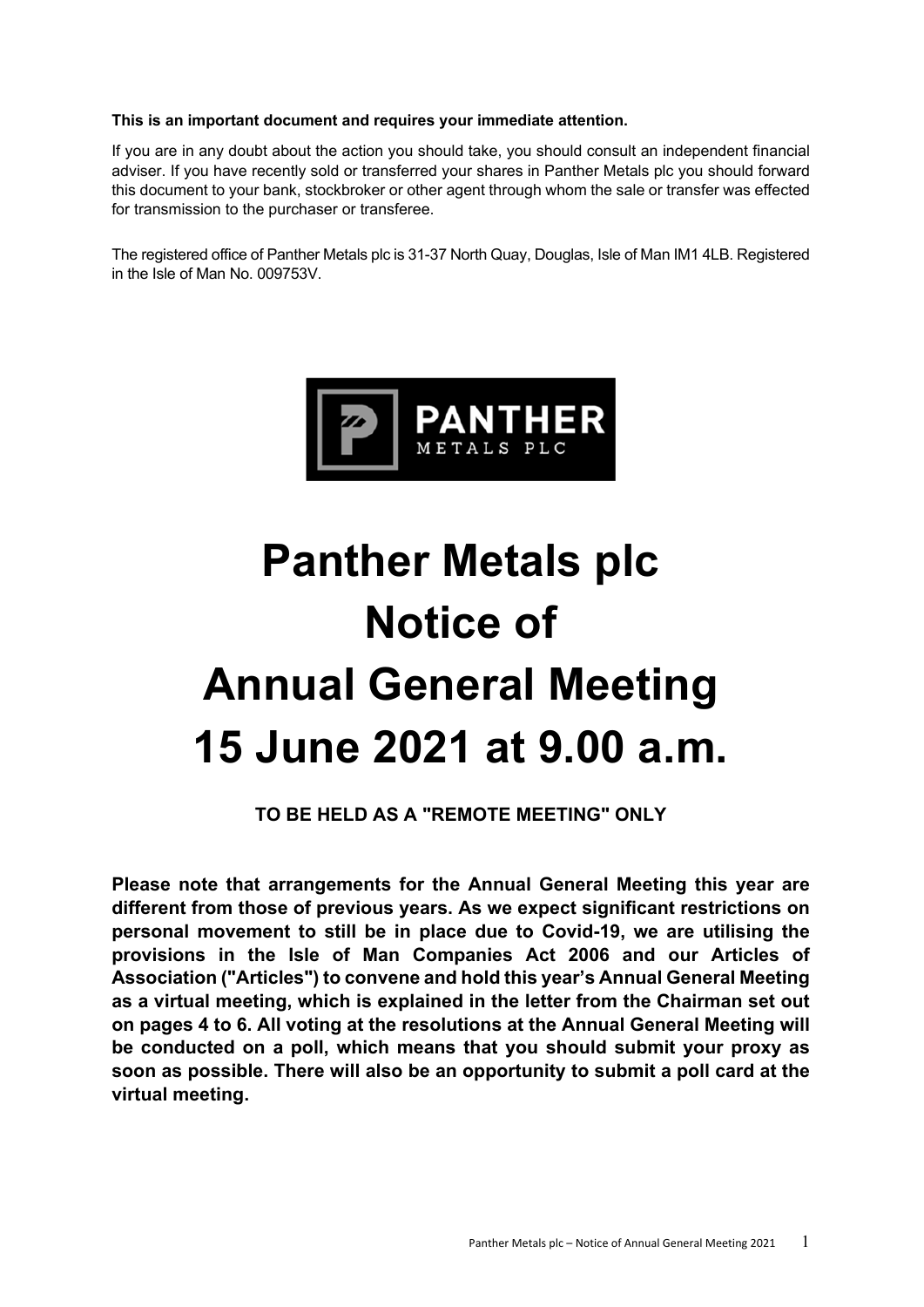**This is an important document and requires your immediate attention.**

If you are in any doubt about the action you should take, you should consult an independent financial adviser. If you have recently sold or transferred your shares in Panther Metals plc you should forward this document to your bank, stockbroker or other agent through whom the sale or transfer was effected for transmission to the purchaser or transferee.

The registered office of Panther Metals plc is 31-37 North Quay, Douglas, Isle of Man IM1 4LB. Registered in the Isle of Man No. 009753V.

# Panther Metals plc Notice of Annual General Meeting 15 June 2021 at 9.00 a.m.

**TO BE HELD AS A "REMOTE MEETING" ONLY**

**Please note that arrangements for the Annual General Meeting this year are different from those of previous years. As we expect significant restrictions on personal movement to still be in place due to Covid-19, we are utilising the provisions in the Isle of Man Companies Act 2006 and our Articles of Association ("Articles") to convene and hold this year's Annual General Meeting as a virtual meeting, which is explained in the letter from the Chairman set out on pages 4 to 6. All voting at the resolutions at the Annual General Meeting will be conducted on a poll, which means that you should submit your proxy as soon as possible. There will also be an opportunity to submit a poll card at the virtual meeting.**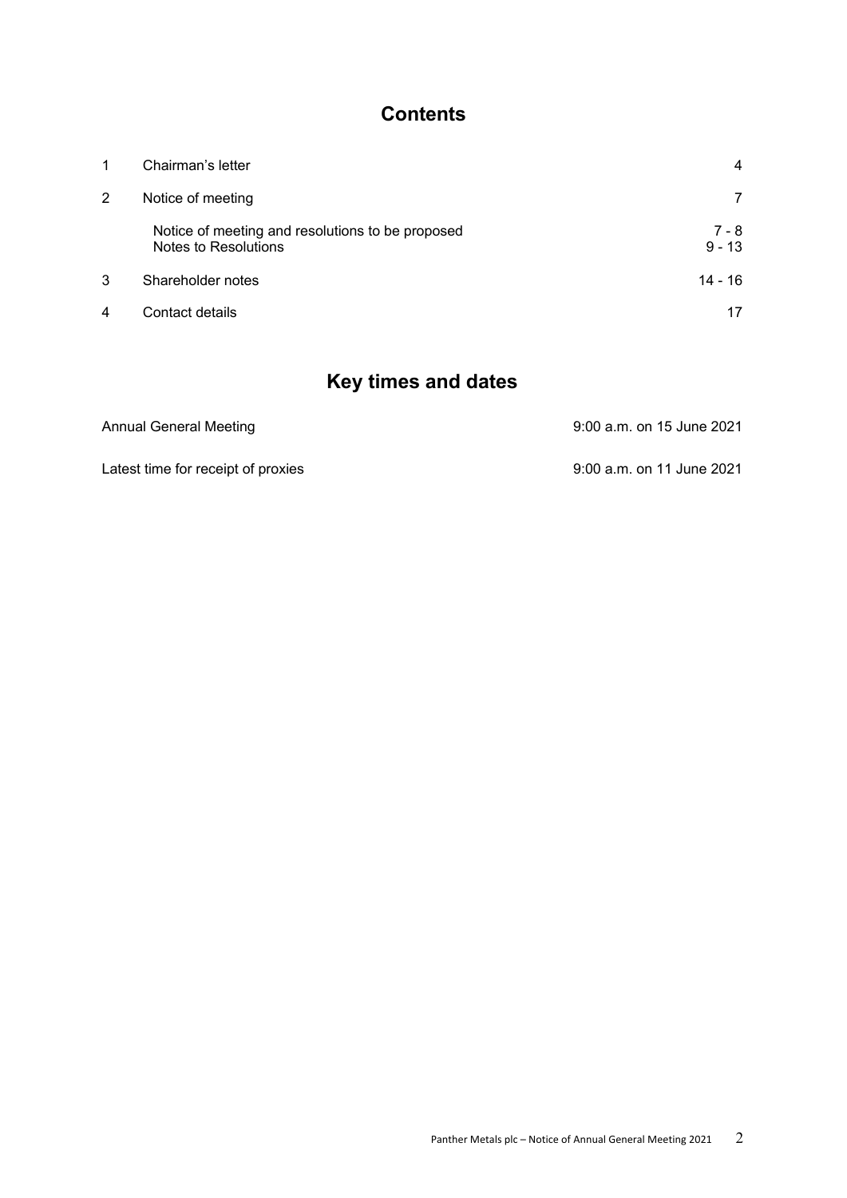# Contents

| | | |
|---|---|---|
| 1 | Chairman's letter | 4 |
| 2 | Notice of meeting | 7 |
| | Notice of meeting and resolutions to be proposed | 7 - 8 |
| | Notes to Resolutions | 9 - 13 |
| 3 | Shareholder notes | 14 - 16 |
| 4 | Contact details | 17 |

# Key times and dates

| | |
|---|---|
| Annual General Meeting | 9:00 a.m. on 15 June 2021 |
| Latest time for receipt of proxies | 9:00 a.m. on 11 June 2021 |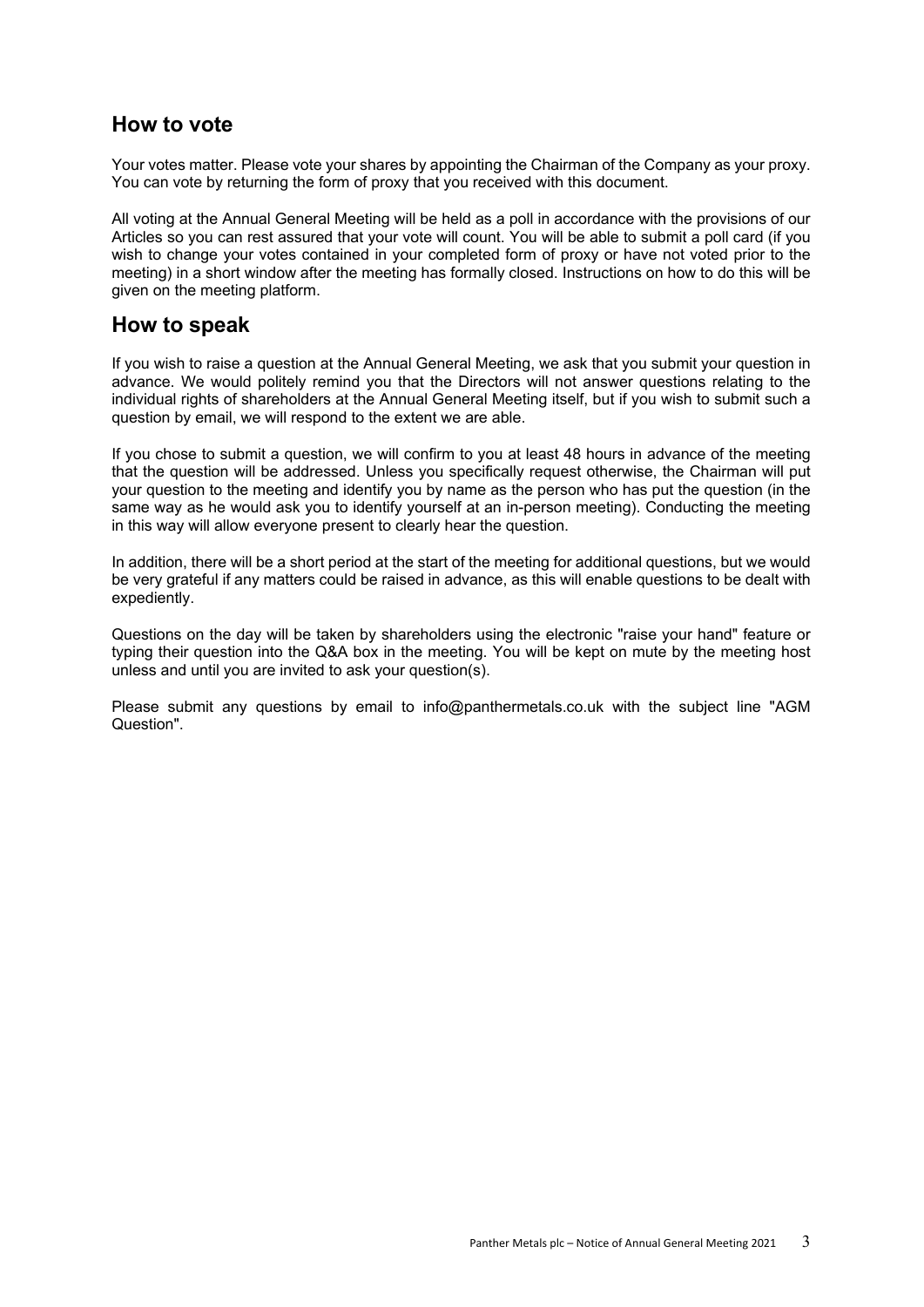## How to vote

Your votes matter. Please vote your shares by appointing the Chairman of the Company as your proxy. You can vote by returning the form of proxy that you received with this document.

All voting at the Annual General Meeting will be held as a poll in accordance with the provisions of our Articles so you can rest assured that your vote will count. You will be able to submit a poll card (if you wish to change your votes contained in your completed form of proxy or have not voted prior to the meeting) in a short window after the meeting has formally closed. Instructions on how to do this will be given on the meeting platform.

## How to speak

If you wish to raise a question at the Annual General Meeting, we ask that you submit your question in advance. We would politely remind you that the Directors will not answer questions relating to the individual rights of shareholders at the Annual General Meeting itself, but if you wish to submit such a question by email, we will respond to the extent we are able.

If you chose to submit a question, we will confirm to you at least 48 hours in advance of the meeting that the question will be addressed. Unless you specifically request otherwise, the Chairman will put your question to the meeting and identify you by name as the person who has put the question (in the same way as he would ask you to identify yourself at an in-person meeting). Conducting the meeting in this way will allow everyone present to clearly hear the question.

In addition, there will be a short period at the start of the meeting for additional questions, but we would be very grateful if any matters could be raised in advance, as this will enable questions to be dealt with expediently.

Questions on the day will be taken by shareholders using the electronic "raise your hand" feature or typing their question into the Q&A box in the meeting. You will be kept on mute by the meeting host unless and until you are invited to ask your question(s).

Please submit any questions by email to info@panthermetals.co.uk with the subject line "AGM Question".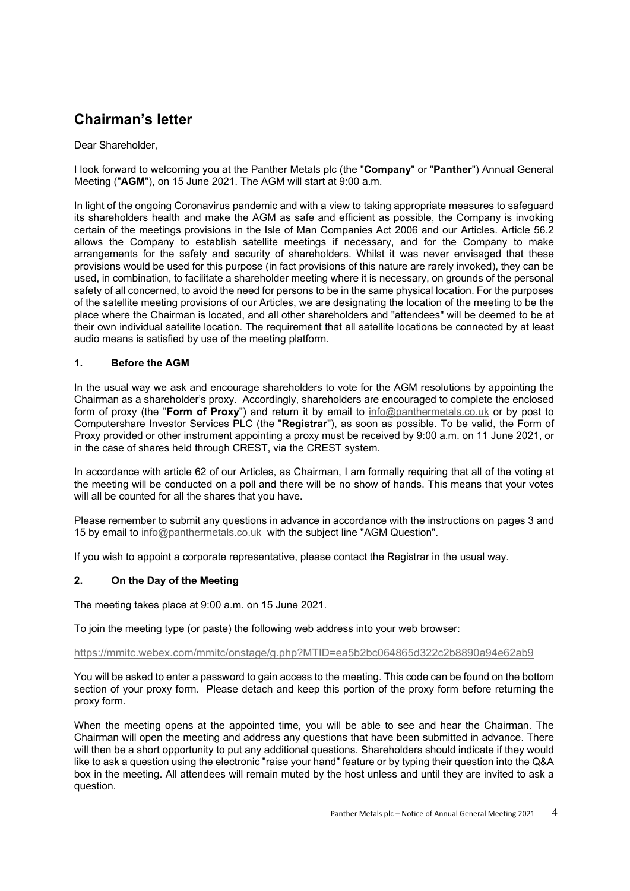# Chairman's letter

Dear Shareholder,

I look forward to welcoming you at the Panther Metals plc (the "**Company**" or "**Panther**") Annual General Meeting ("**AGM**"), on 15 June 2021. The AGM will start at 9:00 a.m.

In light of the ongoing Coronavirus pandemic and with a view to taking appropriate measures to safeguard its shareholders health and make the AGM as safe and efficient as possible, the Company is invoking certain of the meetings provisions in the Isle of Man Companies Act 2006 and our Articles. Article 56.2 allows the Company to establish satellite meetings if necessary, and for the Company to make arrangements for the safety and security of shareholders. Whilst it was never envisaged that these provisions would be used for this purpose (in fact provisions of this nature are rarely invoked), they can be used, in combination, to facilitate a shareholder meeting where it is necessary, on grounds of the personal safety of all concerned, to avoid the need for persons to be in the same physical location. For the purposes of the satellite meeting provisions of our Articles, we are designating the location of the meeting to be the place where the Chairman is located, and all other shareholders and "attendees" will be deemed to be at their own individual satellite location. The requirement that all satellite locations be connected by at least audio means is satisfied by use of the meeting platform.

## 1. Before the AGM

In the usual way we ask and encourage shareholders to vote for the AGM resolutions by appointing the Chairman as a shareholder's proxy. Accordingly, shareholders are encouraged to complete the enclosed form of proxy (the "**Form of Proxy**") and return it by email to info@panthermetals.co.uk or by post to Computershare Investor Services PLC (the "**Registrar**"), as soon as possible. To be valid, the Form of Proxy provided or other instrument appointing a proxy must be received by 9:00 a.m. on 11 June 2021, or in the case of shares held through CREST, via the CREST system.

In accordance with article 62 of our Articles, as Chairman, I am formally requiring that all of the voting at the meeting will be conducted on a poll and there will be no show of hands. This means that your votes will all be counted for all the shares that you have.

Please remember to submit any questions in advance in accordance with the instructions on pages 3 and 15 by email to info@panthermetals.co.uk with the subject line "AGM Question".

If you wish to appoint a corporate representative, please contact the Registrar in the usual way.

## 2. On the Day of the Meeting

The meeting takes place at 9:00 a.m. on 15 June 2021.

To join the meeting type (or paste) the following web address into your web browser:

https://mmitc.webex.com/mmitc/onstage/g.php?MTID=ea5b2bc064865d322c2b8890a94e62ab9

You will be asked to enter a password to gain access to the meeting. This code can be found on the bottom section of your proxy form. Please detach and keep this portion of the proxy form before returning the proxy form.

When the meeting opens at the appointed time, you will be able to see and hear the Chairman. The Chairman will open the meeting and address any questions that have been submitted in advance. There will then be a short opportunity to put any additional questions. Shareholders should indicate if they would like to ask a question using the electronic "raise your hand" feature or by typing their question into the Q&A box in the meeting. All attendees will remain muted by the host unless and until they are invited to ask a question.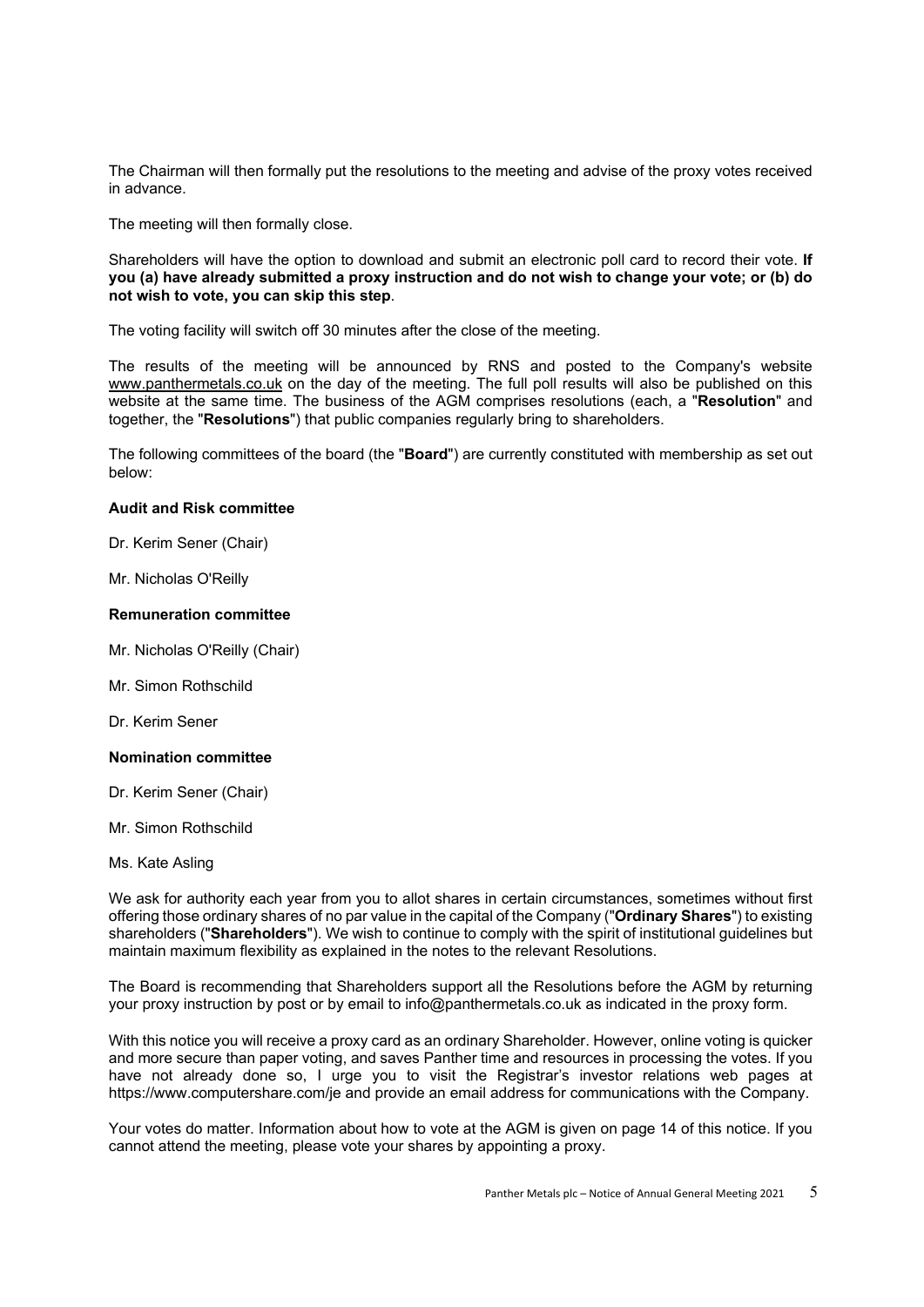The Chairman will then formally put the resolutions to the meeting and advise of the proxy votes received in advance.

The meeting will then formally close.

Shareholders will have the option to download and submit an electronic poll card to record their vote. **If you (a) have already submitted a proxy instruction and do not wish to change your vote; or (b) do not wish to vote, you can skip this step**.

The voting facility will switch off 30 minutes after the close of the meeting.

The results of the meeting will be announced by RNS and posted to the Company's website www.panthermetals.co.uk on the day of the meeting. The full poll results will also be published on this website at the same time. The business of the AGM comprises resolutions (each, a "**Resolution**" and together, the "**Resolutions**") that public companies regularly bring to shareholders.

The following committees of the board (the "**Board**") are currently constituted with membership as set out below:

**Audit and Risk committee**

Dr. Kerim Sener (Chair)

Mr. Nicholas O'Reilly

**Remuneration committee**

Mr. Nicholas O'Reilly (Chair)

Mr. Simon Rothschild

Dr. Kerim Sener

**Nomination committee**

Dr. Kerim Sener (Chair)

Mr. Simon Rothschild

Ms. Kate Asling

We ask for authority each year from you to allot shares in certain circumstances, sometimes without first offering those ordinary shares of no par value in the capital of the Company ("**Ordinary Shares**") to existing shareholders ("**Shareholders**"). We wish to continue to comply with the spirit of institutional guidelines but maintain maximum flexibility as explained in the notes to the relevant Resolutions.

The Board is recommending that Shareholders support all the Resolutions before the AGM by returning your proxy instruction by post or by email to info@panthermetals.co.uk as indicated in the proxy form.

With this notice you will receive a proxy card as an ordinary Shareholder. However, online voting is quicker and more secure than paper voting, and saves Panther time and resources in processing the votes. If you have not already done so, I urge you to visit the Registrar's investor relations web pages at https://www.computershare.com/je and provide an email address for communications with the Company.

Your votes do matter. Information about how to vote at the AGM is given on page 14 of this notice. If you cannot attend the meeting, please vote your shares by appointing a proxy.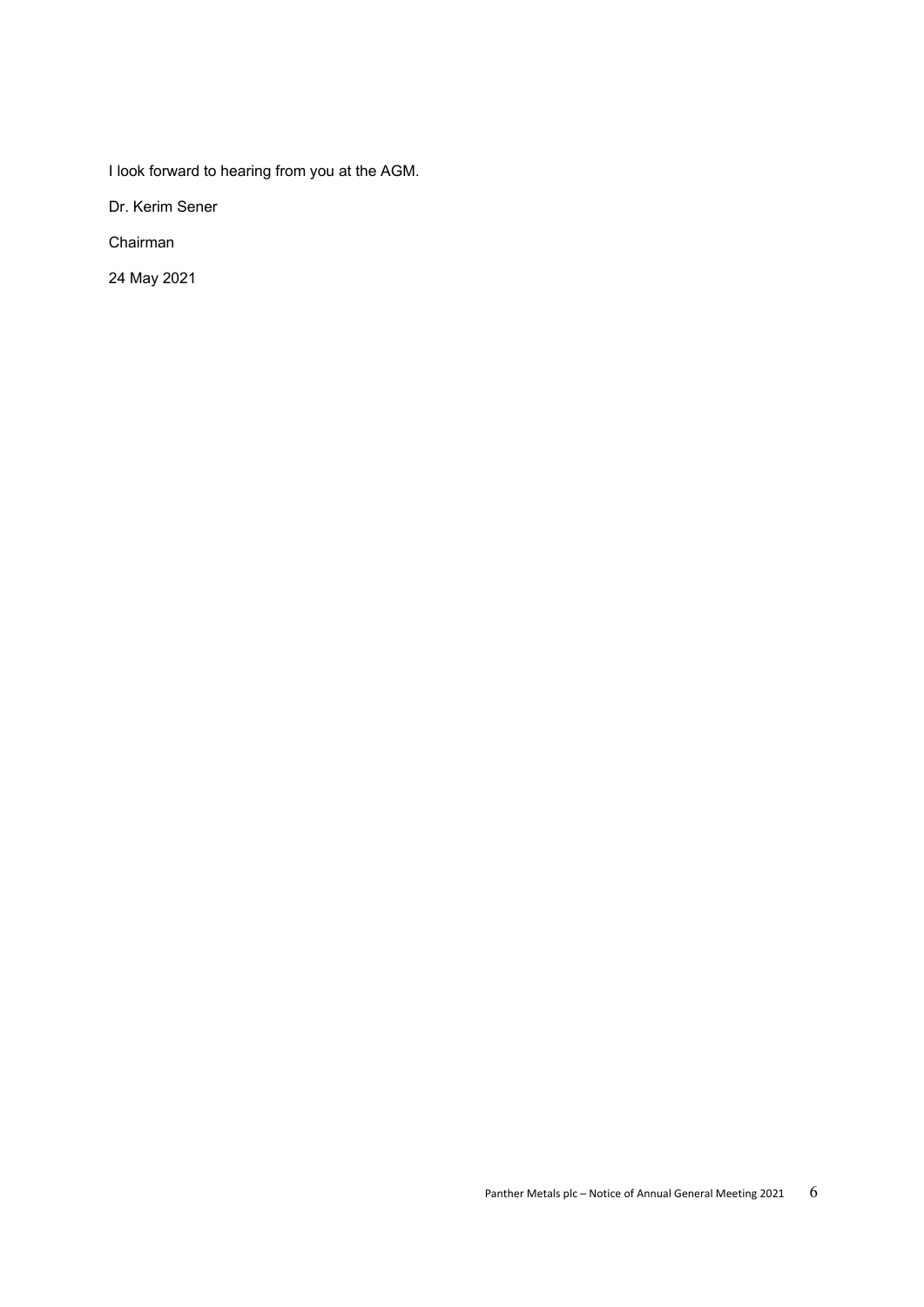I look forward to hearing from you at the AGM.

Dr. Kerim Sener

Chairman

24 May 2021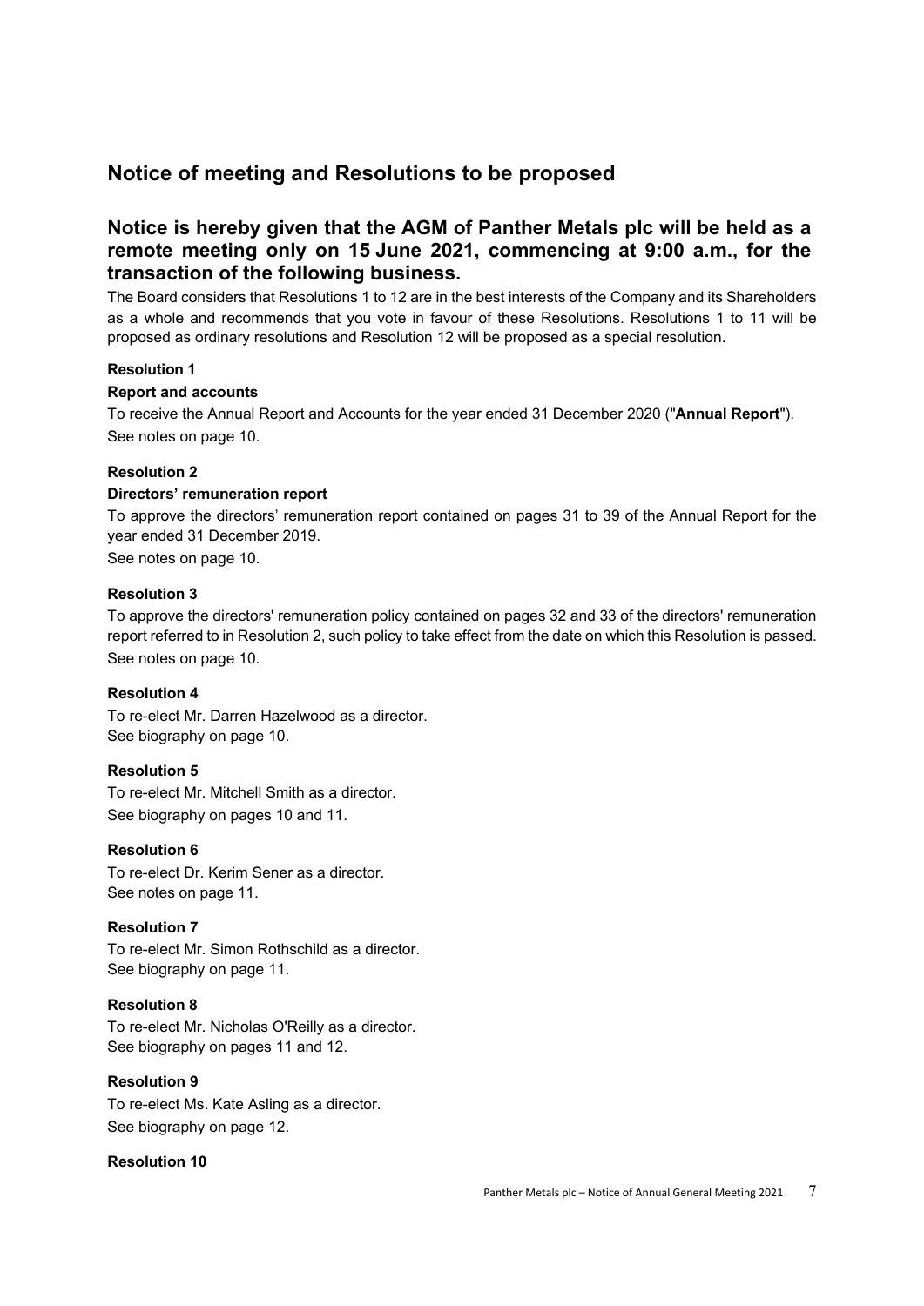## Notice of meeting and Resolutions to be proposed

### Notice is hereby given that the AGM of Panther Metals plc will be held as a remote meeting only on 15 June 2021, commencing at 9:00 a.m., for the transaction of the following business.

The Board considers that Resolutions 1 to 12 are in the best interests of the Company and its Shareholders as a whole and recommends that you vote in favour of these Resolutions. Resolutions 1 to 11 will be proposed as ordinary resolutions and Resolution 12 will be proposed as a special resolution.

**Resolution 1**

**Report and accounts**

To receive the Annual Report and Accounts for the year ended 31 December 2020 ("**Annual Report**").
See notes on page 10.

**Resolution 2**

**Directors' remuneration report**

To approve the directors' remuneration report contained on pages 31 to 39 of the Annual Report for the year ended 31 December 2019.
See notes on page 10.

**Resolution 3**

To approve the directors' remuneration policy contained on pages 32 and 33 of the directors' remuneration report referred to in Resolution 2, such policy to take effect from the date on which this Resolution is passed.
See notes on page 10.

**Resolution 4**

To re-elect Mr. Darren Hazelwood as a director.
See biography on page 10.

**Resolution 5**

To re-elect Mr. Mitchell Smith as a director.
See biography on pages 10 and 11.

**Resolution 6**

To re-elect Dr. Kerim Sener as a director.
See notes on page 11.

**Resolution 7**

To re-elect Mr. Simon Rothschild as a director.
See biography on page 11.

**Resolution 8**

To re-elect Mr. Nicholas O'Reilly as a director.
See biography on pages 11 and 12.

**Resolution 9**

To re-elect Ms. Kate Asling as a director.
See biography on page 12.

**Resolution 10**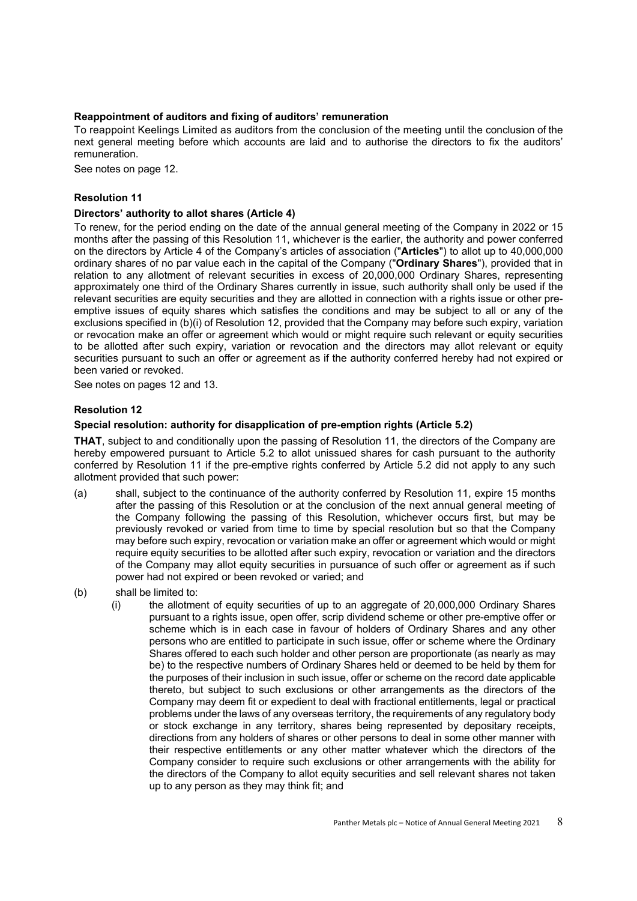**Reappointment of auditors and fixing of auditors' remuneration**

To reappoint Keelings Limited as auditors from the conclusion of the meeting until the conclusion of the next general meeting before which accounts are laid and to authorise the directors to fix the auditors' remuneration.

See notes on page 12.

**Resolution 11**

**Directors' authority to allot shares (Article 4)**

To renew, for the period ending on the date of the annual general meeting of the Company in 2022 or 15 months after the passing of this Resolution 11, whichever is the earlier, the authority and power conferred on the directors by Article 4 of the Company's articles of association ("**Articles**") to allot up to 40,000,000 ordinary shares of no par value each in the capital of the Company ("**Ordinary Shares**"), provided that in relation to any allotment of relevant securities in excess of 20,000,000 Ordinary Shares, representing approximately one third of the Ordinary Shares currently in issue, such authority shall only be used if the relevant securities are equity securities and they are allotted in connection with a rights issue or other pre-emptive issues of equity shares which satisfies the conditions and may be subject to all or any of the exclusions specified in (b)(i) of Resolution 12, provided that the Company may before such expiry, variation or revocation make an offer or agreement which would or might require such relevant or equity securities to be allotted after such expiry, variation or revocation and the directors may allot relevant or equity securities pursuant to such an offer or agreement as if the authority conferred hereby had not expired or been varied or revoked.

See notes on pages 12 and 13.

**Resolution 12**

**Special resolution: authority for disapplication of pre-emption rights (Article 5.2)**

**THAT**, subject to and conditionally upon the passing of Resolution 11, the directors of the Company are hereby empowered pursuant to Article 5.2 to allot unissued shares for cash pursuant to the authority conferred by Resolution 11 if the pre-emptive rights conferred by Article 5.2 did not apply to any such allotment provided that such power:

(a) shall, subject to the continuance of the authority conferred by Resolution 11, expire 15 months after the passing of this Resolution or at the conclusion of the next annual general meeting of the Company following the passing of this Resolution, whichever occurs first, but may be previously revoked or varied from time to time by special resolution but so that the Company may before such expiry, revocation or variation make an offer or agreement which would or might require equity securities to be allotted after such expiry, revocation or variation and the directors of the Company may allot equity securities in pursuance of such offer or agreement as if such power had not expired or been revoked or varied; and

(b) shall be limited to:

(i) the allotment of equity securities of up to an aggregate of 20,000,000 Ordinary Shares pursuant to a rights issue, open offer, scrip dividend scheme or other pre-emptive offer or scheme which is in each case in favour of holders of Ordinary Shares and any other persons who are entitled to participate in such issue, offer or scheme where the Ordinary Shares offered to each such holder and other person are proportionate (as nearly as may be) to the respective numbers of Ordinary Shares held or deemed to be held by them for the purposes of their inclusion in such issue, offer or scheme on the record date applicable thereto, but subject to such exclusions or other arrangements as the directors of the Company may deem fit or expedient to deal with fractional entitlements, legal or practical problems under the laws of any overseas territory, the requirements of any regulatory body or stock exchange in any territory, shares being represented by depositary receipts, directions from any holders of shares or other persons to deal in some other manner with their respective entitlements or any other matter whatever which the directors of the Company consider to require such exclusions or other arrangements with the ability for the directors of the Company to allot equity securities and sell relevant shares not taken up to any person as they may think fit; and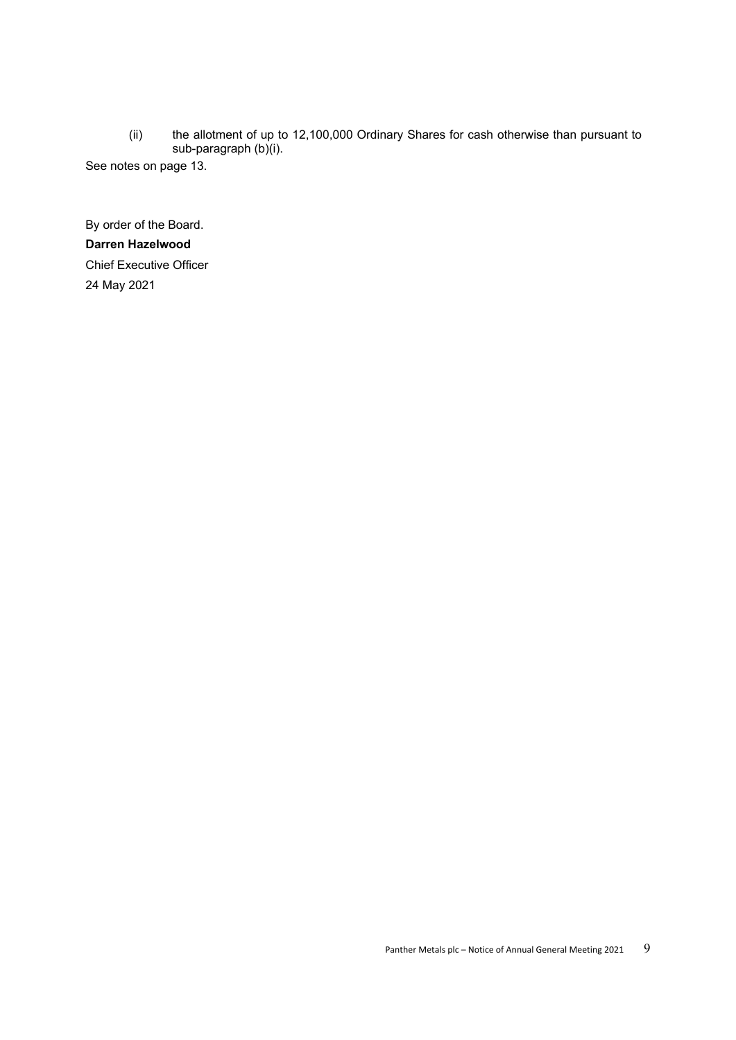(ii) the allotment of up to 12,100,000 Ordinary Shares for cash otherwise than pursuant to sub-paragraph (b)(i).

See notes on page 13.

By order of the Board.

**Darren Hazelwood**

Chief Executive Officer

24 May 2021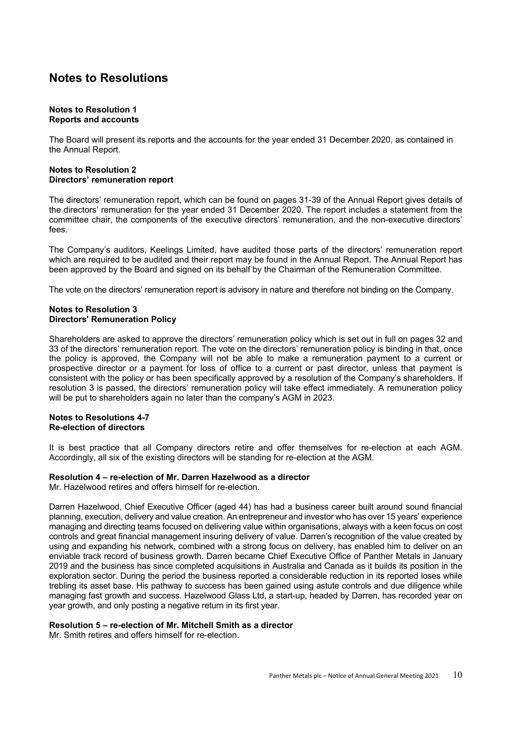# Notes to Resolutions

**Notes to Resolution 1**
**Reports and accounts**

The Board will present its reports and the accounts for the year ended 31 December 2020, as contained in the Annual Report.

**Notes to Resolution 2**
**Directors' remuneration report**

The directors' remuneration report, which can be found on pages 31-39 of the Annual Report gives details of the directors' remuneration for the year ended 31 December 2020. The report includes a statement from the committee chair, the components of the executive directors' remuneration, and the non-executive directors' fees.

The Company's auditors, Keelings Limited, have audited those parts of the directors' remuneration report which are required to be audited and their report may be found in the Annual Report. The Annual Report has been approved by the Board and signed on its behalf by the Chairman of the Remuneration Committee.

The vote on the directors' remuneration report is advisory in nature and therefore not binding on the Company.

**Notes to Resolution 3**
**Directors' Remuneration Policy**

Shareholders are asked to approve the directors' remuneration policy which is set out in full on pages 32 and 33 of the directors' remuneration report. The vote on the directors' remuneration policy is binding in that, once the policy is approved, the Company will not be able to make a remuneration payment to a current or prospective director or a payment for loss of office to a current or past director, unless that payment is consistent with the policy or has been specifically approved by a resolution of the Company's shareholders. If resolution 3 is passed, the directors' remuneration policy will take effect immediately. A remuneration policy will be put to shareholders again no later than the company's AGM in 2023.

**Notes to Resolutions 4-7**
**Re-election of directors**

It is best practice that all Company directors retire and offer themselves for re-election at each AGM. Accordingly, all six of the existing directors will be standing for re-election at the AGM.

**Resolution 4 – re-election of Mr. Darren Hazelwood as a director**
Mr. Hazelwood retires and offers himself for re-election.

Darren Hazelwood, Chief Executive Officer (aged 44) has had a business career built around sound financial planning, execution, delivery and value creation. An entrepreneur and investor who has over 15 years' experience managing and directing teams focused on delivering value within organisations, always with a keen focus on cost controls and great financial management insuring delivery of value. Darren's recognition of the value created by using and expanding his network, combined with a strong focus on delivery, has enabled him to deliver on an enviable track record of business growth. Darren became Chief Executive Office of Panther Metals in January 2019 and the business has since completed acquisitions in Australia and Canada as it builds its position in the exploration sector. During the period the business reported a considerable reduction in its reported loses while trebling its asset base. His pathway to success has been gained using astute controls and due diligence while managing fast growth and success. Hazelwood Glass Ltd, a start-up, headed by Darren, has recorded year on year growth, and only posting a negative return in its first year.

**Resolution 5 – re-election of Mr. Mitchell Smith as a director**
Mr. Smith retires and offers himself for re-election.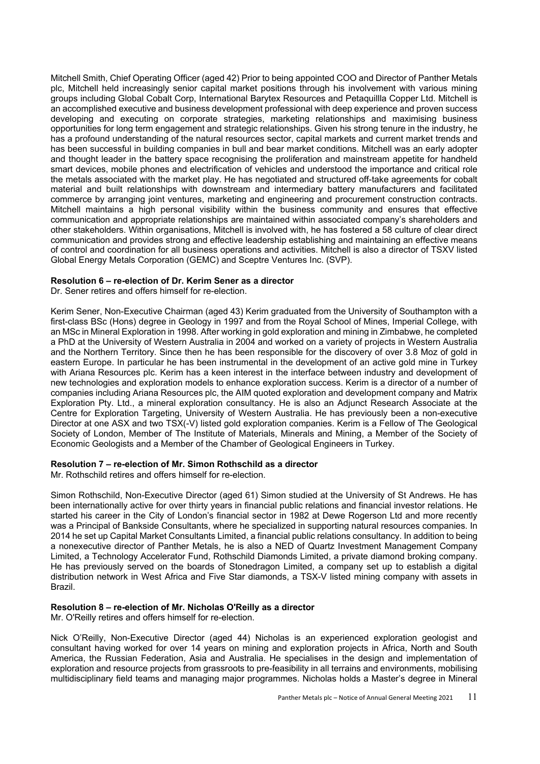Mitchell Smith, Chief Operating Officer (aged 42) Prior to being appointed COO and Director of Panther Metals plc, Mitchell held increasingly senior capital market positions through his involvement with various mining groups including Global Cobalt Corp, International Barytex Resources and Petaquillla Copper Ltd. Mitchell is an accomplished executive and business development professional with deep experience and proven success developing and executing on corporate strategies, marketing relationships and maximising business opportunities for long term engagement and strategic relationships. Given his strong tenure in the industry, he has a profound understanding of the natural resources sector, capital markets and current market trends and has been successful in building companies in bull and bear market conditions. Mitchell was an early adopter and thought leader in the battery space recognising the proliferation and mainstream appetite for handheld smart devices, mobile phones and electrification of vehicles and understood the importance and critical role the metals associated with the market play. He has negotiated and structured off-take agreements for cobalt material and built relationships with downstream and intermediary battery manufacturers and facilitated commerce by arranging joint ventures, marketing and engineering and procurement construction contracts. Mitchell maintains a high personal visibility within the business community and ensures that effective communication and appropriate relationships are maintained within associated company's shareholders and other stakeholders. Within organisations, Mitchell is involved with, he has fostered a 58 culture of clear direct communication and provides strong and effective leadership establishing and maintaining an effective means of control and coordination for all business operations and activities. Mitchell is also a director of TSXV listed Global Energy Metals Corporation (GEMC) and Sceptre Ventures Inc. (SVP).

**Resolution 6 – re-election of Dr. Kerim Sener as a director**

Dr. Sener retires and offers himself for re-election.

Kerim Sener, Non-Executive Chairman (aged 43) Kerim graduated from the University of Southampton with a first-class BSc (Hons) degree in Geology in 1997 and from the Royal School of Mines, Imperial College, with an MSc in Mineral Exploration in 1998. After working in gold exploration and mining in Zimbabwe, he completed a PhD at the University of Western Australia in 2004 and worked on a variety of projects in Western Australia and the Northern Territory. Since then he has been responsible for the discovery of over 3.8 Moz of gold in eastern Europe. In particular he has been instrumental in the development of an active gold mine in Turkey with Ariana Resources plc. Kerim has a keen interest in the interface between industry and development of new technologies and exploration models to enhance exploration success. Kerim is a director of a number of companies including Ariana Resources plc, the AIM quoted exploration and development company and Matrix Exploration Pty. Ltd., a mineral exploration consultancy. He is also an Adjunct Research Associate at the Centre for Exploration Targeting, University of Western Australia. He has previously been a non-executive Director at one ASX and two TSX(-V) listed gold exploration companies. Kerim is a Fellow of The Geological Society of London, Member of The Institute of Materials, Minerals and Mining, a Member of the Society of Economic Geologists and a Member of the Chamber of Geological Engineers in Turkey.

**Resolution 7 – re-election of Mr. Simon Rothschild as a director**

Mr. Rothschild retires and offers himself for re-election.

Simon Rothschild, Non-Executive Director (aged 61) Simon studied at the University of St Andrews. He has been internationally active for over thirty years in financial public relations and financial investor relations. He started his career in the City of London's financial sector in 1982 at Dewe Rogerson Ltd and more recently was a Principal of Bankside Consultants, where he specialized in supporting natural resources companies. In 2014 he set up Capital Market Consultants Limited, a financial public relations consultancy. In addition to being a nonexecutive director of Panther Metals, he is also a NED of Quartz Investment Management Company Limited, a Technology Accelerator Fund, Rothschild Diamonds Limited, a private diamond broking company. He has previously served on the boards of Stonedragon Limited, a company set up to establish a digital distribution network in West Africa and Five Star diamonds, a TSX-V listed mining company with assets in Brazil.

**Resolution 8 – re-election of Mr. Nicholas O'Reilly as a director**

Mr. O'Reilly retires and offers himself for re-election.

Nick O'Reilly, Non-Executive Director (aged 44) Nicholas is an experienced exploration geologist and consultant having worked for over 14 years on mining and exploration projects in Africa, North and South America, the Russian Federation, Asia and Australia. He specialises in the design and implementation of exploration and resource projects from grassroots to pre-feasibility in all terrains and environments, mobilising multidisciplinary field teams and managing major programmes. Nicholas holds a Master's degree in Mineral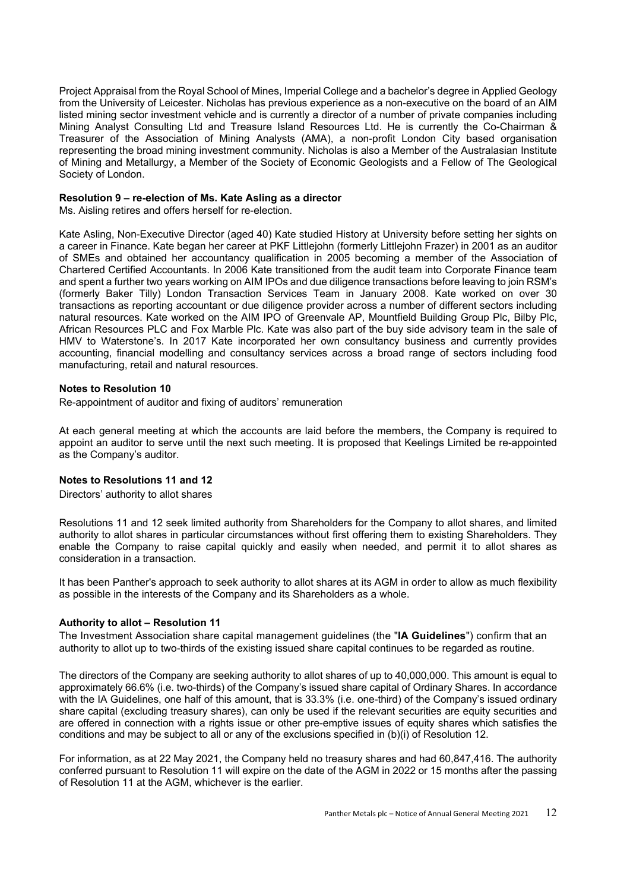Project Appraisal from the Royal School of Mines, Imperial College and a bachelor's degree in Applied Geology from the University of Leicester. Nicholas has previous experience as a non-executive on the board of an AIM listed mining sector investment vehicle and is currently a director of a number of private companies including Mining Analyst Consulting Ltd and Treasure Island Resources Ltd. He is currently the Co-Chairman & Treasurer of the Association of Mining Analysts (AMA), a non-profit London City based organisation representing the broad mining investment community. Nicholas is also a Member of the Australasian Institute of Mining and Metallurgy, a Member of the Society of Economic Geologists and a Fellow of The Geological Society of London.

**Resolution 9 – re-election of Ms. Kate Asling as a director**

Ms. Aisling retires and offers herself for re-election.

Kate Asling, Non-Executive Director (aged 40) Kate studied History at University before setting her sights on a career in Finance. Kate began her career at PKF Littlejohn (formerly Littlejohn Frazer) in 2001 as an auditor of SMEs and obtained her accountancy qualification in 2005 becoming a member of the Association of Chartered Certified Accountants. In 2006 Kate transitioned from the audit team into Corporate Finance team and spent a further two years working on AIM IPOs and due diligence transactions before leaving to join RSM's (formerly Baker Tilly) London Transaction Services Team in January 2008. Kate worked on over 30 transactions as reporting accountant or due diligence provider across a number of different sectors including natural resources. Kate worked on the AIM IPO of Greenvale AP, Mountfield Building Group Plc, Bilby Plc, African Resources PLC and Fox Marble Plc. Kate was also part of the buy side advisory team in the sale of HMV to Waterstone's. In 2017 Kate incorporated her own consultancy business and currently provides accounting, financial modelling and consultancy services across a broad range of sectors including food manufacturing, retail and natural resources.

**Notes to Resolution 10**

Re-appointment of auditor and fixing of auditors' remuneration

At each general meeting at which the accounts are laid before the members, the Company is required to appoint an auditor to serve until the next such meeting. It is proposed that Keelings Limited be re-appointed as the Company's auditor.

**Notes to Resolutions 11 and 12**

Directors' authority to allot shares

Resolutions 11 and 12 seek limited authority from Shareholders for the Company to allot shares, and limited authority to allot shares in particular circumstances without first offering them to existing Shareholders. They enable the Company to raise capital quickly and easily when needed, and permit it to allot shares as consideration in a transaction.

It has been Panther's approach to seek authority to allot shares at its AGM in order to allow as much flexibility as possible in the interests of the Company and its Shareholders as a whole.

**Authority to allot – Resolution 11**

The Investment Association share capital management guidelines (the "**IA Guidelines**") confirm that an authority to allot up to two-thirds of the existing issued share capital continues to be regarded as routine.

The directors of the Company are seeking authority to allot shares of up to 40,000,000. This amount is equal to approximately 66.6% (i.e. two-thirds) of the Company's issued share capital of Ordinary Shares. In accordance with the IA Guidelines, one half of this amount, that is 33.3% (i.e. one-third) of the Company's issued ordinary share capital (excluding treasury shares), can only be used if the relevant securities are equity securities and are offered in connection with a rights issue or other pre-emptive issues of equity shares which satisfies the conditions and may be subject to all or any of the exclusions specified in (b)(i) of Resolution 12.

For information, as at 22 May 2021, the Company held no treasury shares and had 60,847,416. The authority conferred pursuant to Resolution 11 will expire on the date of the AGM in 2022 or 15 months after the passing of Resolution 11 at the AGM, whichever is the earlier.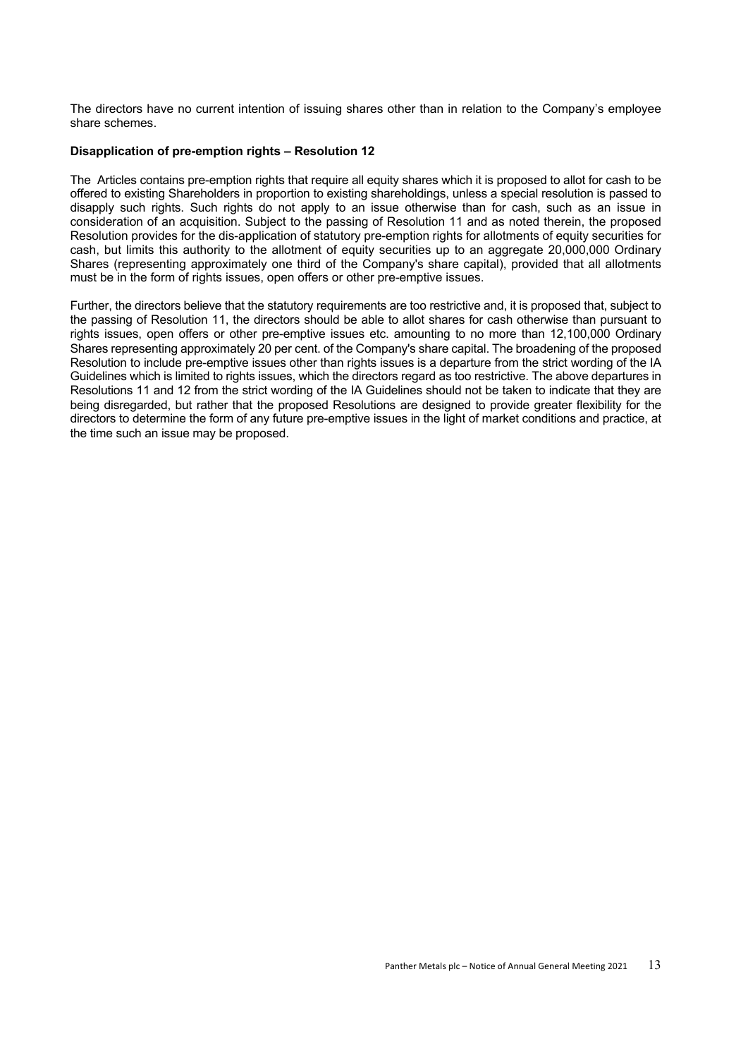The directors have no current intention of issuing shares other than in relation to the Company's employee share schemes.

**Disapplication of pre-emption rights – Resolution 12**

The Articles contains pre-emption rights that require all equity shares which it is proposed to allot for cash to be offered to existing Shareholders in proportion to existing shareholdings, unless a special resolution is passed to disapply such rights. Such rights do not apply to an issue otherwise than for cash, such as an issue in consideration of an acquisition. Subject to the passing of Resolution 11 and as noted therein, the proposed Resolution provides for the dis-application of statutory pre-emption rights for allotments of equity securities for cash, but limits this authority to the allotment of equity securities up to an aggregate 20,000,000 Ordinary Shares (representing approximately one third of the Company's share capital), provided that all allotments must be in the form of rights issues, open offers or other pre-emptive issues.

Further, the directors believe that the statutory requirements are too restrictive and, it is proposed that, subject to the passing of Resolution 11, the directors should be able to allot shares for cash otherwise than pursuant to rights issues, open offers or other pre-emptive issues etc. amounting to no more than 12,100,000 Ordinary Shares representing approximately 20 per cent. of the Company's share capital. The broadening of the proposed Resolution to include pre-emptive issues other than rights issues is a departure from the strict wording of the IA Guidelines which is limited to rights issues, which the directors regard as too restrictive. The above departures in Resolutions 11 and 12 from the strict wording of the IA Guidelines should not be taken to indicate that they are being disregarded, but rather that the proposed Resolutions are designed to provide greater flexibility for the directors to determine the form of any future pre-emptive issues in the light of market conditions and practice, at the time such an issue may be proposed.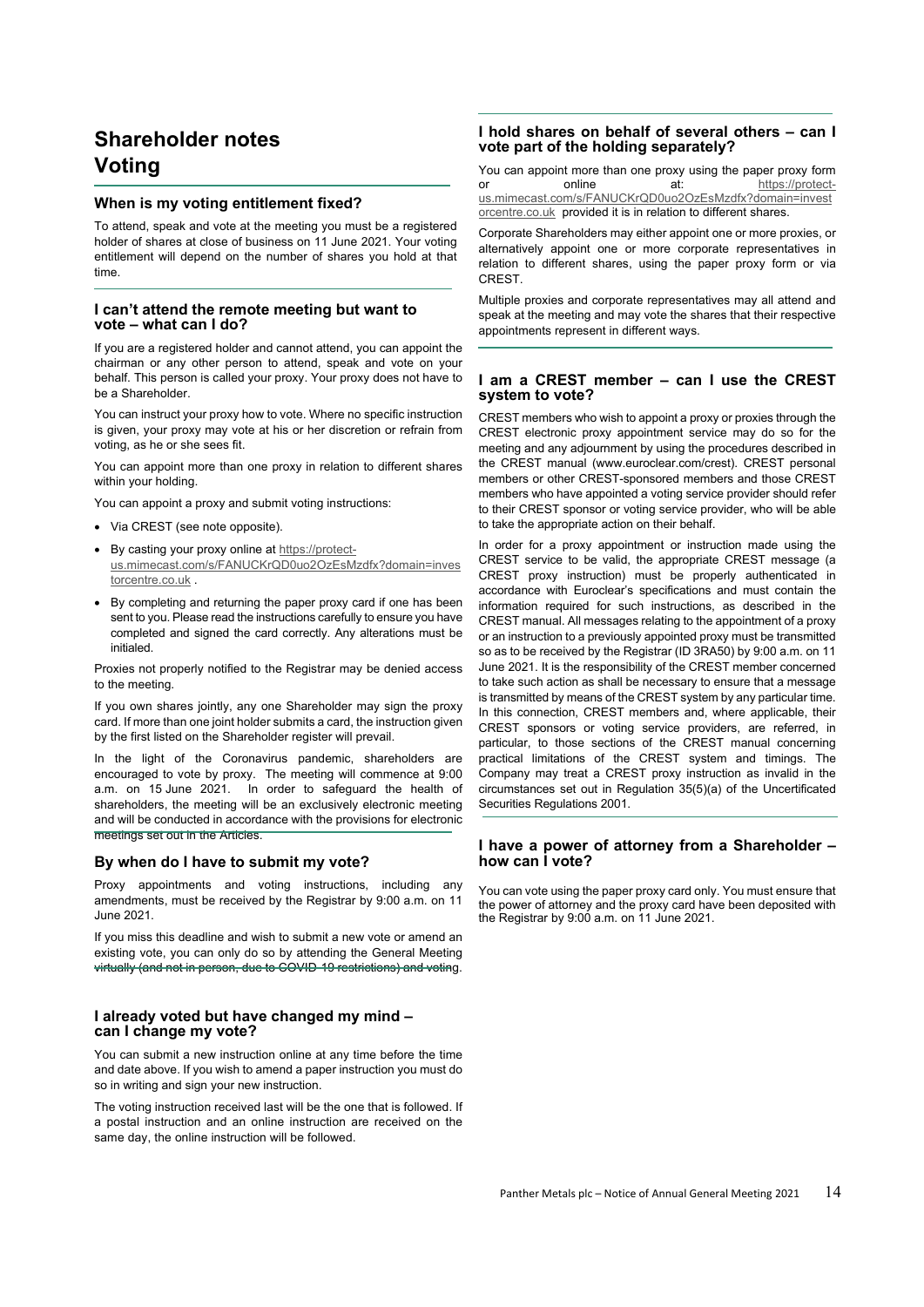# Shareholder notes

# Voting

### When is my voting entitlement fixed?

To attend, speak and vote at the meeting you must be a registered holder of shares at close of business on 11 June 2021. Your voting entitlement will depend on the number of shares you hold at that time.

### I can't attend the remote meeting but want to vote – what can I do?

If you are a registered holder and cannot attend, you can appoint the chairman or any other person to attend, speak and vote on your behalf. This person is called your proxy. Your proxy does not have to be a Shareholder.

You can instruct your proxy how to vote. Where no specific instruction is given, your proxy may vote at his or her discretion or refrain from voting, as he or she sees fit.

You can appoint more than one proxy in relation to different shares within your holding.

You can appoint a proxy and submit voting instructions:

- Via CREST (see note opposite).
- By casting your proxy online at https://protect-us.mimecast.com/s/FANUCKrQD0uo2OzEsMzdfx?domain=investorcentre.co.uk .
- By completing and returning the paper proxy card if one has been sent to you. Please read the instructions carefully to ensure you have completed and signed the card correctly. Any alterations must be initialed.

Proxies not properly notified to the Registrar may be denied access to the meeting.

If you own shares jointly, any one Shareholder may sign the proxy card. If more than one joint holder submits a card, the instruction given by the first listed on the Shareholder register will prevail.

In the light of the Coronavirus pandemic, shareholders are encouraged to vote by proxy. The meeting will commence at 9:00 a.m. on 15 June 2021. In order to safeguard the health of shareholders, the meeting will be an exclusively electronic meeting and will be conducted in accordance with the provisions for electronic meetings set out in the Articles.

### By when do I have to submit my vote?

Proxy appointments and voting instructions, including any amendments, must be received by the Registrar by 9:00 a.m. on 11 June 2021.

If you miss this deadline and wish to submit a new vote or amend an existing vote, you can only do so by attending the General Meeting ~~virtually (and not in person, due to COVID-19 restrictions) and voting~~.

### I already voted but have changed my mind – can I change my vote?

You can submit a new instruction online at any time before the time and date above. If you wish to amend a paper instruction you must do so in writing and sign your new instruction.

The voting instruction received last will be the one that is followed. If a postal instruction and an online instruction are received on the same day, the online instruction will be followed.

### I hold shares on behalf of several others – can I vote part of the holding separately?

You can appoint more than one proxy using the paper proxy form or online at: https://protect-us.mimecast.com/s/FANUCKrQD0uo2OzEsMzdfx?domain=investorcentre.co.uk provided it is in relation to different shares.

Corporate Shareholders may either appoint one or more proxies, or alternatively appoint one or more corporate representatives in relation to different shares, using the paper proxy form or via CREST.

Multiple proxies and corporate representatives may all attend and speak at the meeting and may vote the shares that their respective appointments represent in different ways.

### I am a CREST member – can I use the CREST system to vote?

CREST members who wish to appoint a proxy or proxies through the CREST electronic proxy appointment service may do so for the meeting and any adjournment by using the procedures described in the CREST manual (www.euroclear.com/crest). CREST personal members or other CREST-sponsored members and those CREST members who have appointed a voting service provider should refer to their CREST sponsor or voting service provider, who will be able to take the appropriate action on their behalf.

In order for a proxy appointment or instruction made using the CREST service to be valid, the appropriate CREST message (a CREST proxy instruction) must be properly authenticated in accordance with Euroclear's specifications and must contain the information required for such instructions, as described in the CREST manual. All messages relating to the appointment of a proxy or an instruction to a previously appointed proxy must be transmitted so as to be received by the Registrar (ID 3RA50) by 9:00 a.m. on 11 June 2021. It is the responsibility of the CREST member concerned to take such action as shall be necessary to ensure that a message is transmitted by means of the CREST system by any particular time. In this connection, CREST members and, where applicable, their CREST sponsors or voting service providers, are referred, in particular, to those sections of the CREST manual concerning practical limitations of the CREST system and timings. The Company may treat a CREST proxy instruction as invalid in the circumstances set out in Regulation 35(5)(a) of the Uncertificated Securities Regulations 2001.

### I have a power of attorney from a Shareholder – how can I vote?

You can vote using the paper proxy card only. You must ensure that the power of attorney and the proxy card have been deposited with the Registrar by 9:00 a.m. on 11 June 2021.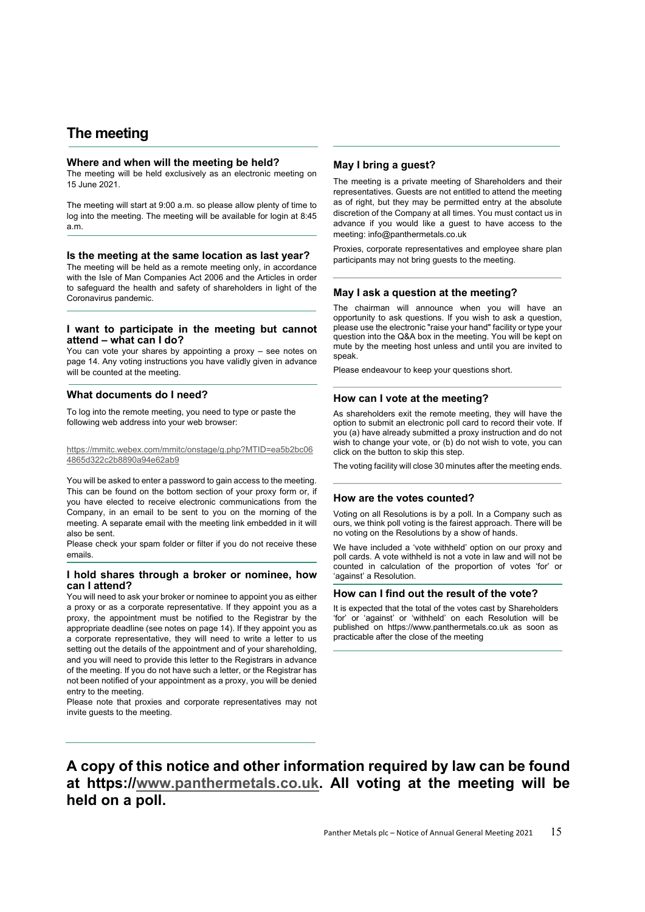# The meeting

### Where and when will the meeting be held?

The meeting will be held exclusively as an electronic meeting on 15 June 2021.

The meeting will start at 9:00 a.m. so please allow plenty of time to log into the meeting. The meeting will be available for login at 8:45 a.m.

### Is the meeting at the same location as last year?

The meeting will be held as a remote meeting only, in accordance with the Isle of Man Companies Act 2006 and the Articles in order to safeguard the health and safety of shareholders in light of the Coronavirus pandemic.

### I want to participate in the meeting but cannot attend – what can I do?

You can vote your shares by appointing a proxy – see notes on page 14. Any voting instructions you have validly given in advance will be counted at the meeting.

### What documents do I need?

To log into the remote meeting, you need to type or paste the following web address into your web browser:

https://mmitc.webex.com/mmitc/onstage/g.php?MTID=ea5b2bc064865d322c2b8890a94e62ab9

You will be asked to enter a password to gain access to the meeting. This can be found on the bottom section of your proxy form or, if you have elected to receive electronic communications from the Company, in an email to be sent to you on the morning of the meeting. A separate email with the meeting link embedded in it will also be sent.

Please check your spam folder or filter if you do not receive these emails.

### I hold shares through a broker or nominee, how can I attend?

You will need to ask your broker or nominee to appoint you as either a proxy or as a corporate representative. If they appoint you as a proxy, the appointment must be notified to the Registrar by the appropriate deadline (see notes on page 14). If they appoint you as a corporate representative, they will need to write a letter to us setting out the details of the appointment and of your shareholding, and you will need to provide this letter to the Registrars in advance of the meeting. If you do not have such a letter, or the Registrar has not been notified of your appointment as a proxy, you will be denied entry to the meeting.

Please note that proxies and corporate representatives may not invite guests to the meeting.

### May I bring a guest?

The meeting is a private meeting of Shareholders and their representatives. Guests are not entitled to attend the meeting as of right, but they may be permitted entry at the absolute discretion of the Company at all times. You must contact us in advance if you would like a guest to have access to the meeting: info@panthermetals.co.uk

Proxies, corporate representatives and employee share plan participants may not bring guests to the meeting.

### May I ask a question at the meeting?

The chairman will announce when you will have an opportunity to ask questions. If you wish to ask a question, please use the electronic "raise your hand" facility or type your question into the Q&A box in the meeting. You will be kept on mute by the meeting host unless and until you are invited to speak.

Please endeavour to keep your questions short.

### How can I vote at the meeting?

As shareholders exit the remote meeting, they will have the option to submit an electronic poll card to record their vote. If you (a) have already submitted a proxy instruction and do not wish to change your vote, or (b) do not wish to vote, you can click on the button to skip this step.

The voting facility will close 30 minutes after the meeting ends.

### How are the votes counted?

Voting on all Resolutions is by a poll. In a Company such as ours, we think poll voting is the fairest approach. There will be no voting on the Resolutions by a show of hands.

We have included a 'vote withheld' option on our proxy and poll cards. A vote withheld is not a vote in law and will not be counted in calculation of the proportion of votes 'for' or 'against' a Resolution.

### How can I find out the result of the vote?

It is expected that the total of the votes cast by Shareholders 'for' or 'against' or 'withheld' on each Resolution will be published on https://www.panthermetals.co.uk as soon as practicable after the close of the meeting

**A copy of this notice and other information required by law can be found at https://www.panthermetals.co.uk. All voting at the meeting will be held on a poll.**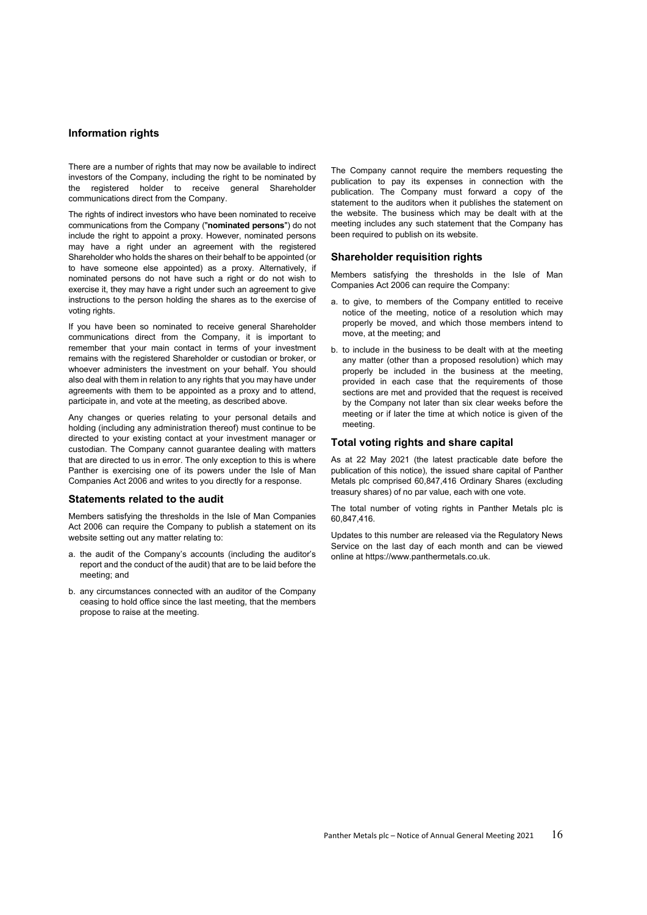## Information rights

There are a number of rights that may now be available to indirect investors of the Company, including the right to be nominated by the registered holder to receive general Shareholder communications direct from the Company.

The rights of indirect investors who have been nominated to receive communications from the Company ("**nominated persons**") do not include the right to appoint a proxy. However, nominated persons may have a right under an agreement with the registered Shareholder who holds the shares on their behalf to be appointed (or to have someone else appointed) as a proxy. Alternatively, if nominated persons do not have such a right or do not wish to exercise it, they may have a right under such an agreement to give instructions to the person holding the shares as to the exercise of voting rights.

If you have been so nominated to receive general Shareholder communications direct from the Company, it is important to remember that your main contact in terms of your investment remains with the registered Shareholder or custodian or broker, or whoever administers the investment on your behalf. You should also deal with them in relation to any rights that you may have under agreements with them to be appointed as a proxy and to attend, participate in, and vote at the meeting, as described above.

Any changes or queries relating to your personal details and holding (including any administration thereof) must continue to be directed to your existing contact at your investment manager or custodian. The Company cannot guarantee dealing with matters that are directed to us in error. The only exception to this is where Panther is exercising one of its powers under the Isle of Man Companies Act 2006 and writes to you directly for a response.

### Statements related to the audit

Members satisfying the thresholds in the Isle of Man Companies Act 2006 can require the Company to publish a statement on its website setting out any matter relating to:

a. the audit of the Company's accounts (including the auditor's report and the conduct of the audit) that are to be laid before the meeting; and

b. any circumstances connected with an auditor of the Company ceasing to hold office since the last meeting, that the members propose to raise at the meeting.

The Company cannot require the members requesting the publication to pay its expenses in connection with the publication. The Company must forward a copy of the statement to the auditors when it publishes the statement on the website. The business which may be dealt with at the meeting includes any such statement that the Company has been required to publish on its website.

### Shareholder requisition rights

Members satisfying the thresholds in the Isle of Man Companies Act 2006 can require the Company:

a. to give, to members of the Company entitled to receive notice of the meeting, notice of a resolution which may properly be moved, and which those members intend to move, at the meeting; and

b. to include in the business to be dealt with at the meeting any matter (other than a proposed resolution) which may properly be included in the business at the meeting, provided in each case that the requirements of those sections are met and provided that the request is received by the Company not later than six clear weeks before the meeting or if later the time at which notice is given of the meeting.

### Total voting rights and share capital

As at 22 May 2021 (the latest practicable date before the publication of this notice), the issued share capital of Panther Metals plc comprised 60,847,416 Ordinary Shares (excluding treasury shares) of no par value, each with one vote.

The total number of voting rights in Panther Metals plc is 60,847,416.

Updates to this number are released via the Regulatory News Service on the last day of each month and can be viewed online at https://www.panthermetals.co.uk.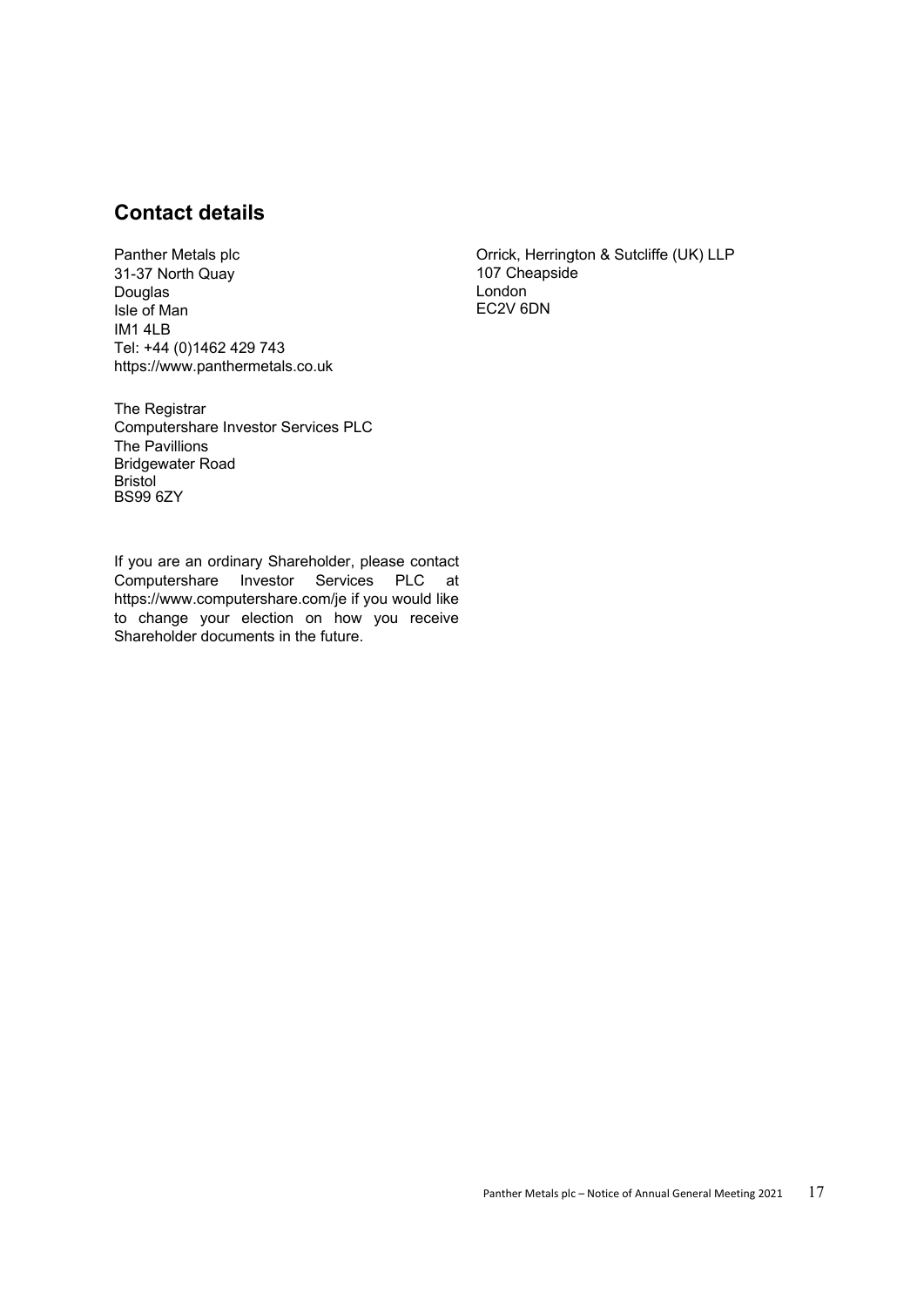## Contact details

Panther Metals plc
31-37 North Quay
Douglas
Isle of Man
IM1 4LB
Tel: +44 (0)1462 429 743
https://www.panthermetals.co.uk

The Registrar
Computershare Investor Services PLC
The Pavillions
Bridgewater Road
Bristol
BS99 6ZY

If you are an ordinary Shareholder, please contact Computershare Investor Services PLC at https://www.computershare.com/je if you would like to change your election on how you receive Shareholder documents in the future.

Orrick, Herrington & Sutcliffe (UK) LLP
107 Cheapside
London
EC2V 6DN